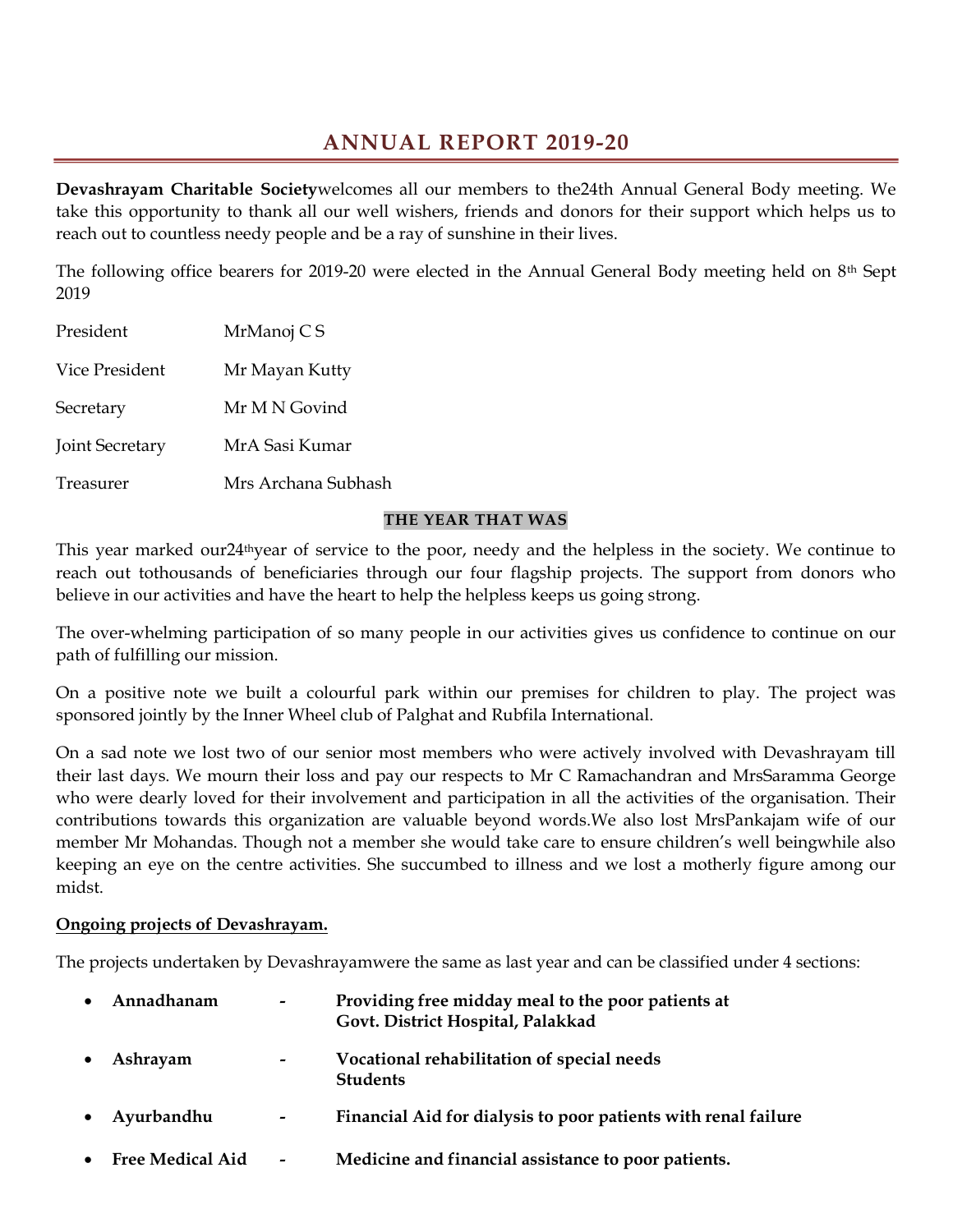# ANNUAL REPORT 2019-20

**Devashrayam Charitable Society**welcomes all our members to the24th Annual General Body meeting. We take this opportunity to thank all our well wishers, friends and donors for their support which helps us to reach out to countless needy people and be a ray of sunshine in their lives.

The following office bearers for 2019-20 were elected in the Annual General Body meeting held on 8th Sept 2019

| | |
|---|---|
| President | MrManoj C S |
| Vice President | Mr Mayan Kutty |
| Secretary | Mr M N Govind |
| Joint Secretary | MrA Sasi Kumar |
| Treasurer | Mrs Archana Subhash |

**THE YEAR THAT WAS**

This year marked our24thyear of service to the poor, needy and the helpless in the society. We continue to reach out tothousands of beneficiaries through our four flagship projects. The support from donors who believe in our activities and have the heart to help the helpless keeps us going strong.

The over-whelming participation of so many people in our activities gives us confidence to continue on our path of fulfilling our mission.

On a positive note we built a colourful park within our premises for children to play. The project was sponsored jointly by the Inner Wheel club of Palghat and Rubfila International.

On a sad note we lost two of our senior most members who were actively involved with Devashrayam till their last days. We mourn their loss and pay our respects to Mr C Ramachandran and MrsSaramma George who were dearly loved for their involvement and participation in all the activities of the organisation. Their contributions towards this organization are valuable beyond words.We also lost MrsPankajam wife of our member Mr Mohandas. Though not a member she would take care to ensure children's well beingwhile also keeping an eye on the centre activities. She succumbed to illness and we lost a motherly figure among our midst.

**Ongoing projects of Devashrayam.**

The projects undertaken by Devashrayamwere the same as last year and can be classified under 4 sections:

- **Annadhanam** - **Providing free midday meal to the poor patients at Govt. District Hospital, Palakkad**
- **Ashrayam** - **Vocational rehabilitation of special needs Students**
- **Ayurbandhu** - **Financial Aid for dialysis to poor patients with renal failure**
- **Free Medical Aid** - **Medicine and financial assistance to poor patients.**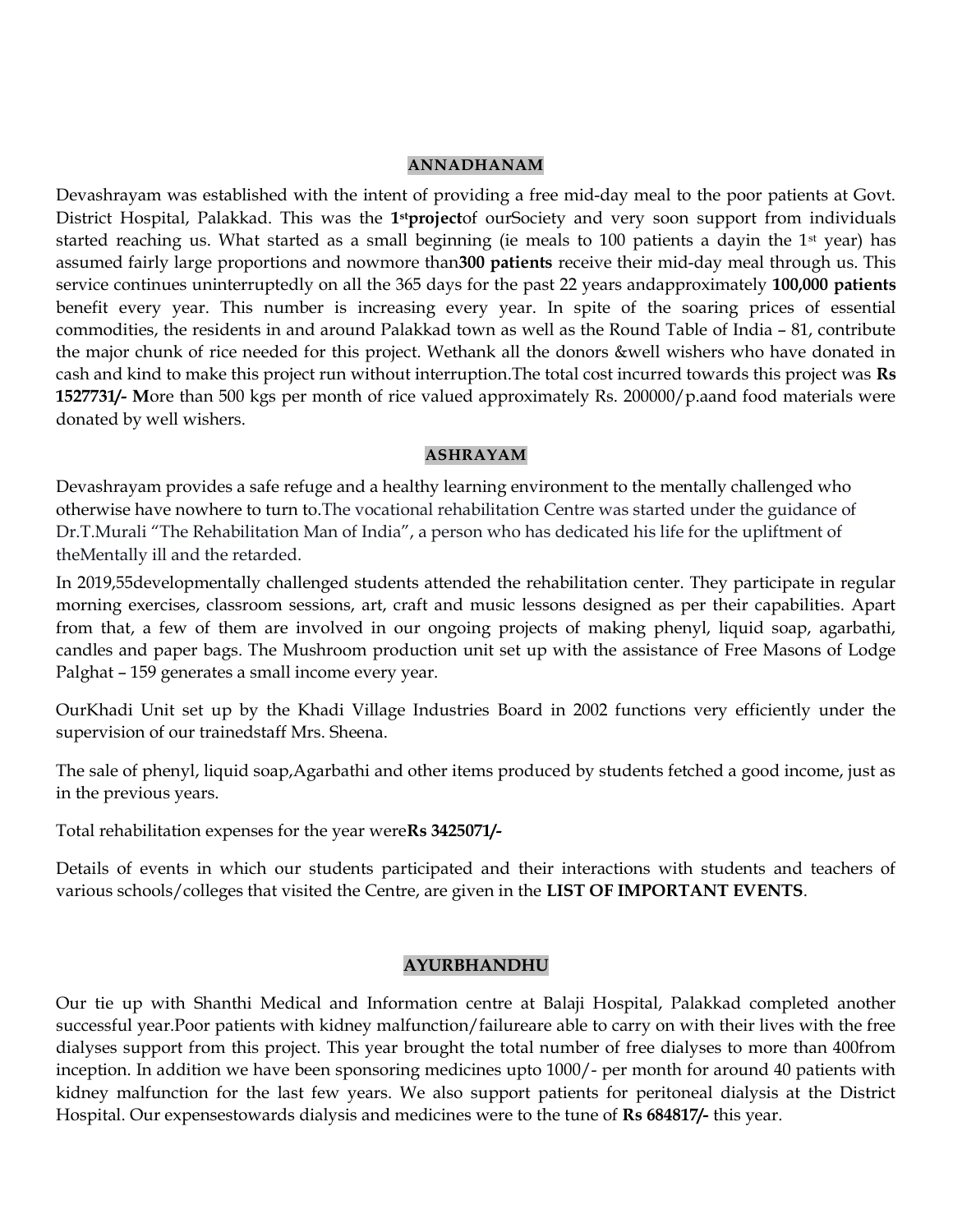## ANNADHANAM

Devashrayam was established with the intent of providing a free mid-day meal to the poor patients at Govt. District Hospital, Palakkad. This was the **1st project** of ourSociety and very soon support from individuals started reaching us. What started as a small beginning (ie meals to 100 patients a dayin the 1st year) has assumed fairly large proportions and nowmore than **300 patients** receive their mid-day meal through us. This service continues uninterruptedly on all the 365 days for the past 22 years andapproximately **100,000 patients** benefit every year. This number is increasing every year. In spite of the soaring prices of essential commodities, the residents in and around Palakkad town as well as the Round Table of India – 81, contribute the major chunk of rice needed for this project. Wethank all the donors &well wishers who have donated in cash and kind to make this project run without interruption.The total cost incurred towards this project was **Rs 1527731/- M**ore than 500 kgs per month of rice valued approximately Rs. 200000/p.aand food materials were donated by well wishers.

## ASHRAYAM

Devashrayam provides a safe refuge and a healthy learning environment to the mentally challenged who otherwise have nowhere to turn to.The vocational rehabilitation Centre was started under the guidance of Dr.T.Murali "The Rehabilitation Man of India", a person who has dedicated his life for the upliftment of theMentally ill and the retarded.

In 2019,55developmentally challenged students attended the rehabilitation center. They participate in regular morning exercises, classroom sessions, art, craft and music lessons designed as per their capabilities. Apart from that, a few of them are involved in our ongoing projects of making phenyl, liquid soap, agarbathi, candles and paper bags. The Mushroom production unit set up with the assistance of Free Masons of Lodge Palghat – 159 generates a small income every year.

OurKhadi Unit set up by the Khadi Village Industries Board in 2002 functions very efficiently under the supervision of our trainedstaff Mrs. Sheena.

The sale of phenyl, liquid soap,Agarbathi and other items produced by students fetched a good income, just as in the previous years.

Total rehabilitation expenses for the year were **Rs 3425071/-**

Details of events in which our students participated and their interactions with students and teachers of various schools/colleges that visited the Centre, are given in the **LIST OF IMPORTANT EVENTS**.

## AYURBHANDHU

Our tie up with Shanthi Medical and Information centre at Balaji Hospital, Palakkad completed another successful year.Poor patients with kidney malfunction/failureare able to carry on with their lives with the free dialyses support from this project. This year brought the total number of free dialyses to more than 400from inception. In addition we have been sponsoring medicines upto 1000/- per month for around 40 patients with kidney malfunction for the last few years. We also support patients for peritoneal dialysis at the District Hospital. Our expensestowards dialysis and medicines were to the tune of **Rs 684817/-** this year.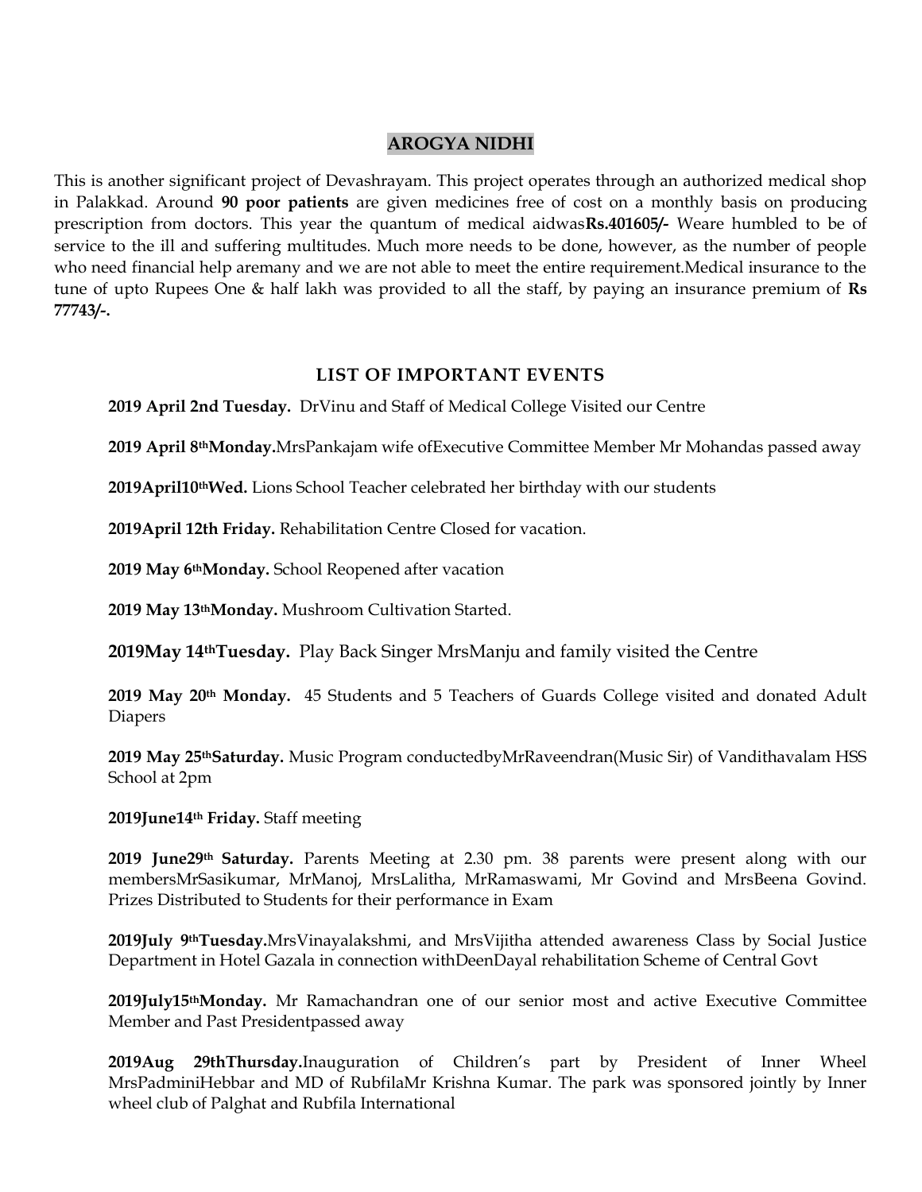## AROGYA NIDHI

This is another significant project of Devashrayam. This project operates through an authorized medical shop in Palakkad. Around **90 poor patients** are given medicines free of cost on a monthly basis on producing prescription from doctors. This year the quantum of medical aidwas**Rs.401605/-** Weare humbled to be of service to the ill and suffering multitudes. Much more needs to be done, however, as the number of people who need financial help aremany and we are not able to meet the entire requirement.Medical insurance to the tune of upto Rupees One & half lakh was provided to all the staff, by paying an insurance premium of **Rs 77743/-.**

## LIST OF IMPORTANT EVENTS

**2019 April 2nd Tuesday.** DrVinu and Staff of Medical College Visited our Centre

**2019 April 8th Monday.**MrsPankajam wife ofExecutive Committee Member Mr Mohandas passed away

**2019April10th Wed.** Lions School Teacher celebrated her birthday with our students

**2019April 12th Friday.** Rehabilitation Centre Closed for vacation.

**2019 May 6th Monday.** School Reopened after vacation

**2019 May 13th Monday.** Mushroom Cultivation Started.

**2019May 14th Tuesday.** Play Back Singer MrsManju and family visited the Centre

**2019 May 20th Monday.** 45 Students and 5 Teachers of Guards College visited and donated Adult Diapers

**2019 May 25th Saturday.** Music Program conductedbyMrRaveendran(Music Sir) of Vandithavalam HSS School at 2pm

**2019June14th Friday.** Staff meeting

**2019 June29th Saturday.** Parents Meeting at 2.30 pm. 38 parents were present along with our membersMrSasikumar, MrManoj, MrsLalitha, MrRamaswami, Mr Govind and MrsBeena Govind. Prizes Distributed to Students for their performance in Exam

**2019July 9th Tuesday.**MrsVinayalakshmi, and MrsVijitha attended awareness Class by Social Justice Department in Hotel Gazala in connection withDeenDayal rehabilitation Scheme of Central Govt

**2019July15th Monday.** Mr Ramachandran one of our senior most and active Executive Committee Member and Past Presidentpassed away

**2019Aug 29thThursday.**Inauguration of Children's part by President of Inner Wheel MrsPadminiHebbar and MD of RubfilaMr Krishna Kumar. The park was sponsored jointly by Inner wheel club of Palghat and Rubfila International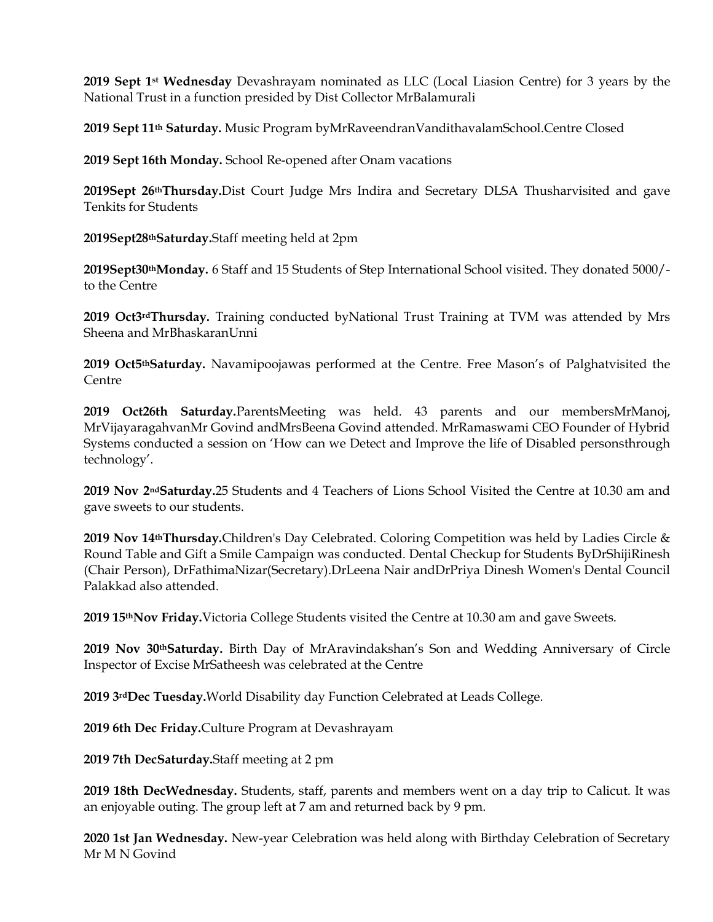**2019 Sept 1st Wednesday** Devashrayam nominated as LLC (Local Liasion Centre) for 3 years by the National Trust in a function presided by Dist Collector MrBalamurali

**2019 Sept 11th Saturday.** Music Program byMrRaveendranVandithavalamSchool.Centre Closed

**2019 Sept 16th Monday.** School Re-opened after Onam vacations

**2019Sept 26thThursday.**Dist Court Judge Mrs Indira and Secretary DLSA Thusharvisited and gave Tenkits for Students

**2019Sept28thSaturday.**Staff meeting held at 2pm

**2019Sept30thMonday.** 6 Staff and 15 Students of Step International School visited. They donated 5000/- to the Centre

**2019 Oct3rdThursday.** Training conducted byNational Trust Training at TVM was attended by Mrs Sheena and MrBhaskaranUnni

**2019 Oct5thSaturday.** Navamipoojawas performed at the Centre. Free Mason's of Palghatvisited the Centre

**2019 Oct26th Saturday.**ParentsMeeting was held. 43 parents and our membersMrManoj, MrVijayaragahvanMr Govind andMrsBeena Govind attended. MrRamaswami CEO Founder of Hybrid Systems conducted a session on 'How can we Detect and Improve the life of Disabled personsthrough technology'.

**2019 Nov 2ndSaturday.**25 Students and 4 Teachers of Lions School Visited the Centre at 10.30 am and gave sweets to our students.

**2019 Nov 14thThursday.**Children's Day Celebrated. Coloring Competition was held by Ladies Circle & Round Table and Gift a Smile Campaign was conducted. Dental Checkup for Students ByDrShijiRinesh (Chair Person), DrFathimaNizar(Secretary).DrLeena Nair andDrPriya Dinesh Women's Dental Council Palakkad also attended.

**2019 15thNov Friday.**Victoria College Students visited the Centre at 10.30 am and gave Sweets.

**2019 Nov 30thSaturday.** Birth Day of MrAravindakshan's Son and Wedding Anniversary of Circle Inspector of Excise MrSatheesh was celebrated at the Centre

**2019 3rdDec Tuesday.**World Disability day Function Celebrated at Leads College.

**2019 6th Dec Friday.**Culture Program at Devashrayam

**2019 7th DecSaturday.**Staff meeting at 2 pm

**2019 18th DecWednesday.** Students, staff, parents and members went on a day trip to Calicut. It was an enjoyable outing. The group left at 7 am and returned back by 9 pm.

**2020 1st Jan Wednesday.** New-year Celebration was held along with Birthday Celebration of Secretary Mr M N Govind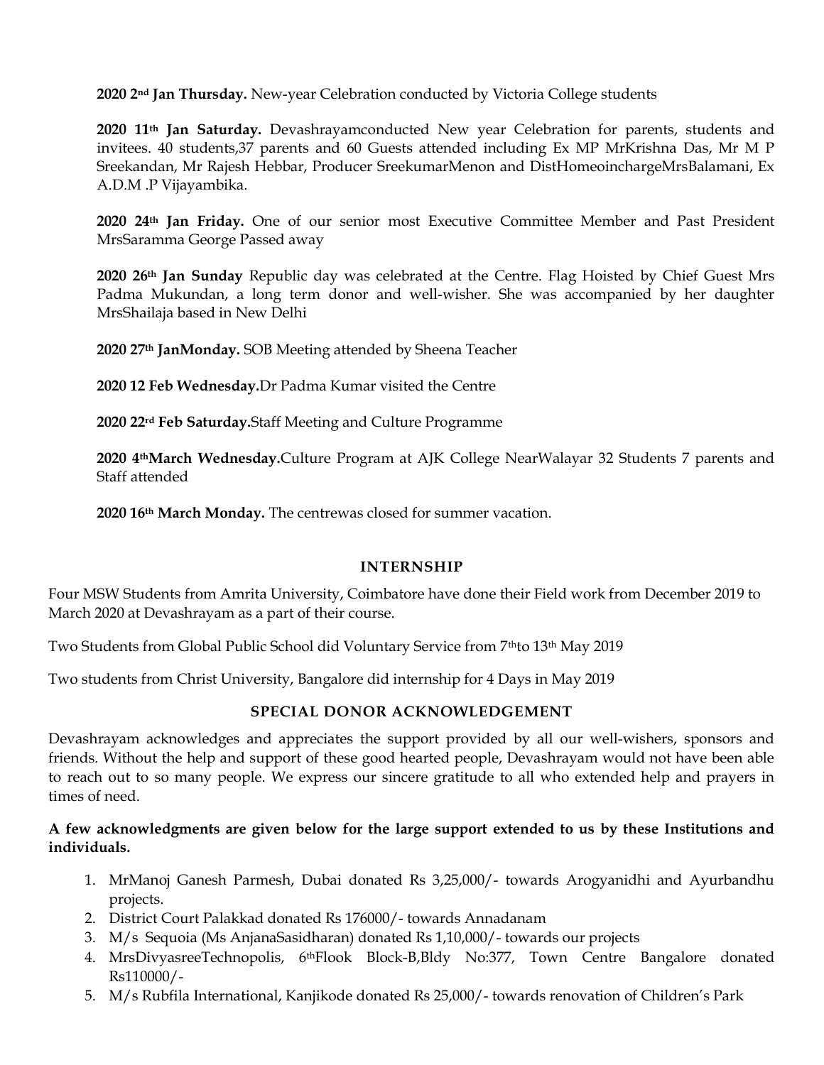**2020 2nd Jan Thursday.** New-year Celebration conducted by Victoria College students

**2020 11th Jan Saturday.** Devashrayamconducted New year Celebration for parents, students and invitees. 40 students,37 parents and 60 Guests attended including Ex MP MrKrishna Das, Mr M P Sreekandan, Mr Rajesh Hebbar, Producer SreekumarMenon and DistHomeoinchargeMrsBalamani, Ex A.D.M .P Vijayambika.

**2020 24th Jan Friday.** One of our senior most Executive Committee Member and Past President MrsSaramma George Passed away

**2020 26th Jan Sunday** Republic day was celebrated at the Centre. Flag Hoisted by Chief Guest Mrs Padma Mukundan, a long term donor and well-wisher. She was accompanied by her daughter MrsShailaja based in New Delhi

**2020 27th JanMonday.** SOB Meeting attended by Sheena Teacher

**2020 12 Feb Wednesday.**Dr Padma Kumar visited the Centre

**2020 22rd Feb Saturday.**Staff Meeting and Culture Programme

**2020 4thMarch Wednesday.**Culture Program at AJK College NearWalayar 32 Students 7 parents and Staff attended

**2020 16th March Monday.** The centrewas closed for summer vacation.

## INTERNSHIP

Four MSW Students from Amrita University, Coimbatore have done their Field work from December 2019 to March 2020 at Devashrayam as a part of their course.

Two Students from Global Public School did Voluntary Service from 7thto 13th May 2019

Two students from Christ University, Bangalore did internship for 4 Days in May 2019

## SPECIAL DONOR ACKNOWLEDGEMENT

Devashrayam acknowledges and appreciates the support provided by all our well-wishers, sponsors and friends. Without the help and support of these good hearted people, Devashrayam would not have been able to reach out to so many people. We express our sincere gratitude to all who extended help and prayers in times of need.

**A few acknowledgments are given below for the large support extended to us by these Institutions and individuals.**

1. MrManoj Ganesh Parmesh, Dubai donated Rs 3,25,000/- towards Arogyanidhi and Ayurbandhu projects.
2. District Court Palakkad donated Rs 176000/- towards Annadanam
3. M/s Sequoia (Ms AnjanaSasidharan) donated Rs 1,10,000/- towards our projects
4. MrsDivyasreeTechnopolis, 6thFlook Block-B,Bldy No:377, Town Centre Bangalore donated Rs110000/-
5. M/s Rubfila International, Kanjikode donated Rs 25,000/- towards renovation of Children's Park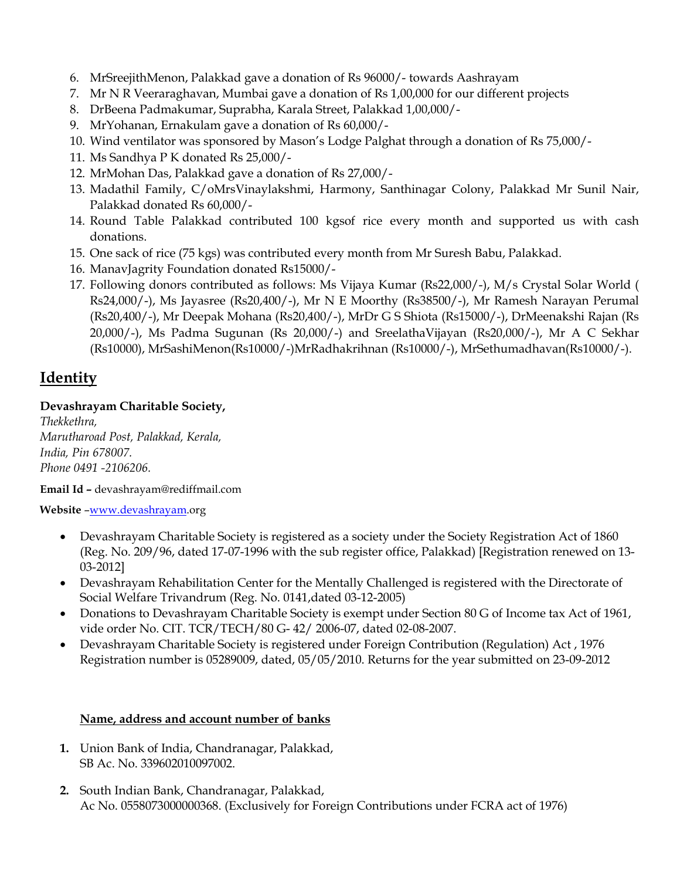6. MrSreejithMenon, Palakkad gave a donation of Rs 96000/- towards Aashrayam
7. Mr N R Veeraraghavan, Mumbai gave a donation of Rs 1,00,000 for our different projects
8. DrBeena Padmakumar, Suprabha, Karala Street, Palakkad 1,00,000/-
9. MrYohanan, Ernakulam gave a donation of Rs 60,000/-
10. Wind ventilator was sponsored by Mason's Lodge Palghat through a donation of Rs 75,000/-
11. Ms Sandhya P K donated Rs 25,000/-
12. MrMohan Das, Palakkad gave a donation of Rs 27,000/-
13. Madathil Family, C/oMrsVinaylakshmi, Harmony, Santhinagar Colony, Palakkad Mr Sunil Nair, Palakkad donated Rs 60,000/-
14. Round Table Palakkad contributed 100 kgsof rice every month and supported us with cash donations.
15. One sack of rice (75 kgs) was contributed every month from Mr Suresh Babu, Palakkad.
16. ManavJagrity Foundation donated Rs15000/-
17. Following donors contributed as follows: Ms Vijaya Kumar (Rs22,000/-), M/s Crystal Solar World ( Rs24,000/-), Ms Jayasree (Rs20,400/-), Mr N E Moorthy (Rs38500/-), Mr Ramesh Narayan Perumal (Rs20,400/-), Mr Deepak Mohana (Rs20,400/-), MrDr G S Shiota (Rs15000/-), DrMeenakshi Rajan (Rs 20,000/-), Ms Padma Sugunan (Rs 20,000/-) and SreelathaVijayan (Rs20,000/-), Mr A C Sekhar (Rs10000), MrSashiMenon(Rs10000/-)MrRadhakrihnan (Rs10000/-), MrSethumadhavan(Rs10000/-).

## Identity

**Devashrayam Charitable Society,**
*Thekkethra,*
*Marutharoad Post, Palakkad, Kerala,*
*India, Pin 678007.*
*Phone 0491 -2106206.*

**Email Id –** devashrayam@rediffmail.com

**Website** –www.devashrayam.org

- Devashrayam Charitable Society is registered as a society under the Society Registration Act of 1860 (Reg. No. 209/96, dated 17-07-1996 with the sub register office, Palakkad) [Registration renewed on 13-03-2012]
- Devashrayam Rehabilitation Center for the Mentally Challenged is registered with the Directorate of Social Welfare Trivandrum (Reg. No. 0141,dated 03-12-2005)
- Donations to Devashrayam Charitable Society is exempt under Section 80 G of Income tax Act of 1961, vide order No. CIT. TCR/TECH/80 G- 42/ 2006-07, dated 02-08-2007.
- Devashrayam Charitable Society is registered under Foreign Contribution (Regulation) Act , 1976 Registration number is 05289009, dated, 05/05/2010. Returns for the year submitted on 23-09-2012

**Name, address and account number of banks**

1. Union Bank of India, Chandranagar, Palakkad,
   SB Ac. No. 339602010097002.
2. South Indian Bank, Chandranagar, Palakkad,
   Ac No. 0558073000000368. (Exclusively for Foreign Contributions under FCRA act of 1976)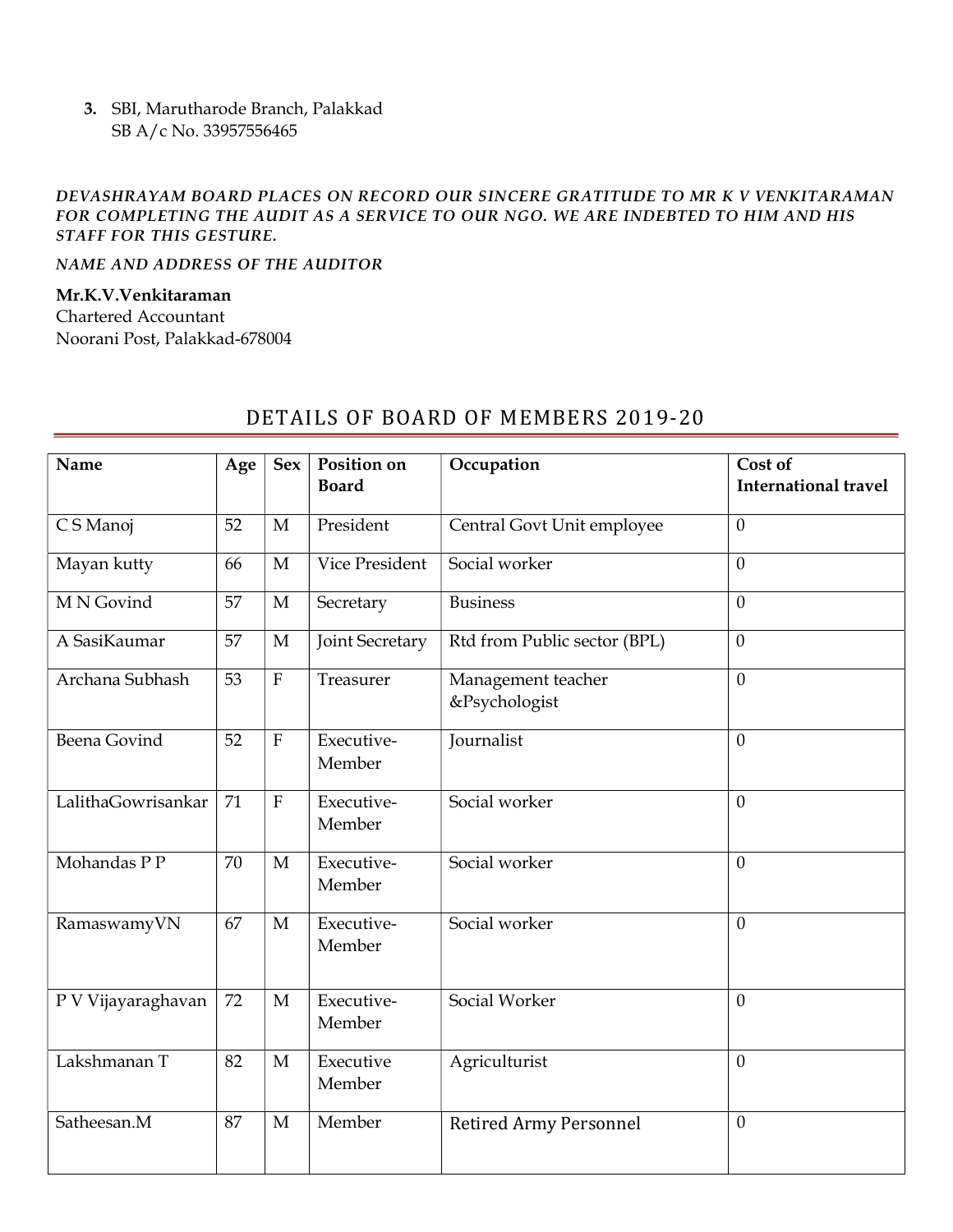3. SBI, Marutharode Branch, Palakkad
   SB A/c No. 33957556465

***DEVASHRAYAM BOARD PLACES ON RECORD OUR SINCERE GRATITUDE TO MR K V VENKITARAMAN FOR COMPLETING THE AUDIT AS A SERVICE TO OUR NGO. WE ARE INDEBTED TO HIM AND HIS STAFF FOR THIS GESTURE.***

***NAME AND ADDRESS OF THE AUDITOR***

**Mr.K.V.Venkitaraman**
Chartered Accountant
Noorani Post, Palakkad-678004

## DETAILS OF BOARD OF MEMBERS 2019-20

| Name | Age | Sex | Position on Board | Occupation | Cost of International travel |
|---|---|---|---|---|---|
| C S Manoj | 52 | M | President | Central Govt Unit employee | 0 |
| Mayan kutty | 66 | M | Vice President | Social worker | 0 |
| M N Govind | 57 | M | Secretary | Business | 0 |
| A SasiKaumar | 57 | M | Joint Secretary | Rtd from Public sector (BPL) | 0 |
| Archana Subhash | 53 | F | Treasurer | Management teacher &Psychologist | 0 |
| Beena Govind | 52 | F | Executive-Member | Journalist | 0 |
| LalithaGowrisankar | 71 | F | Executive-Member | Social worker | 0 |
| Mohandas P P | 70 | M | Executive-Member | Social worker | 0 |
| RamaswamyVN | 67 | M | Executive-Member | Social worker | 0 |
| P V Vijayaraghavan | 72 | M | Executive-Member | Social Worker | 0 |
| Lakshmanan T | 82 | M | Executive Member | Agriculturist | 0 |
| Satheesan.M | 87 | M | Member | Retired Army Personnel | 0 |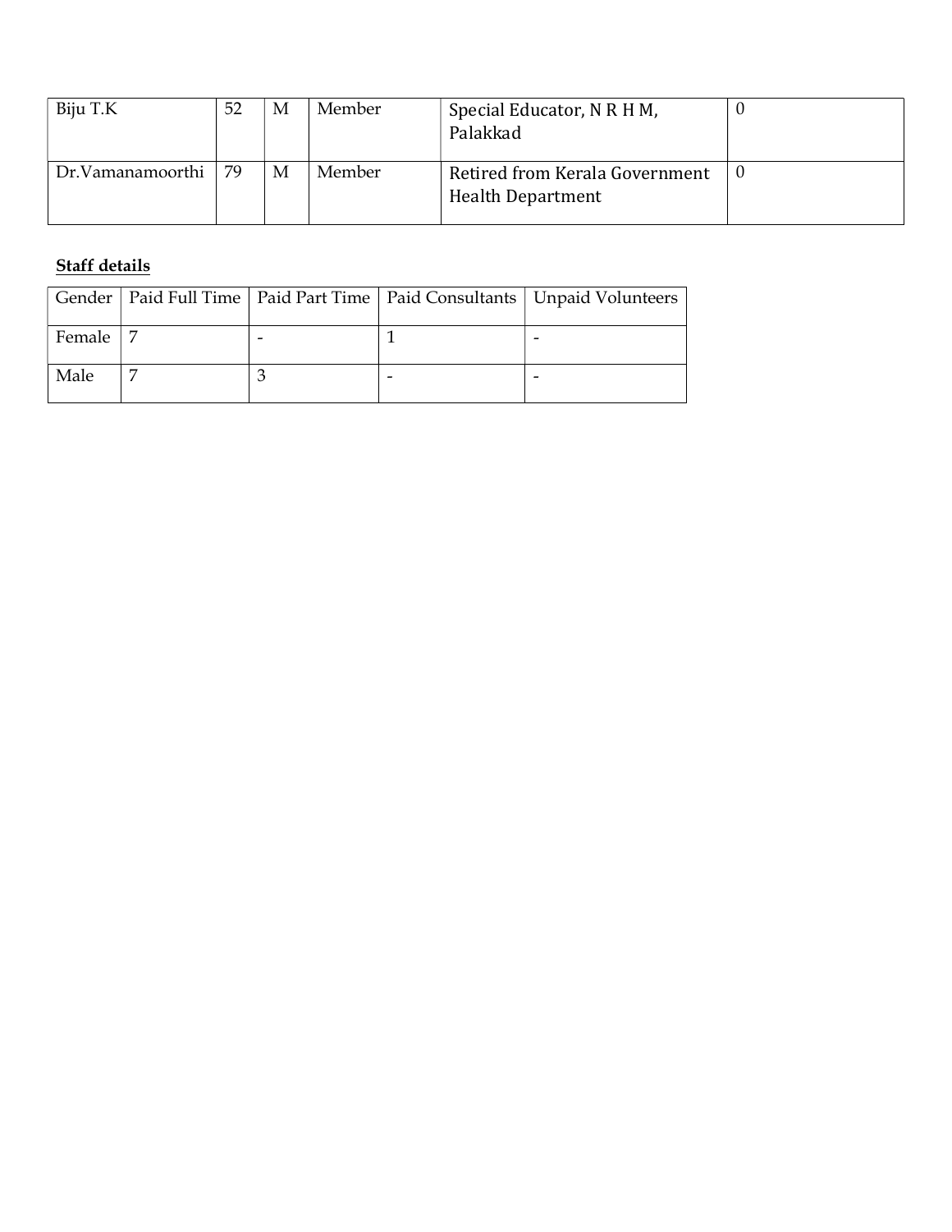| | | | | | |
|---|---|---|---|---|---|
| Biju T.K | 52 | M | Member | Special Educator, N R H M, Palakkad | 0 |
| Dr.Vamanamoorthi | 79 | M | Member | Retired from Kerala Government Health Department | 0 |

**Staff details**

| Gender | Paid Full Time | Paid Part Time | Paid Consultants | Unpaid Volunteers |
|---|---|---|---|---|
| Female | 7 | - | 1 | - |
| Male | 7 | 3 | - | - |